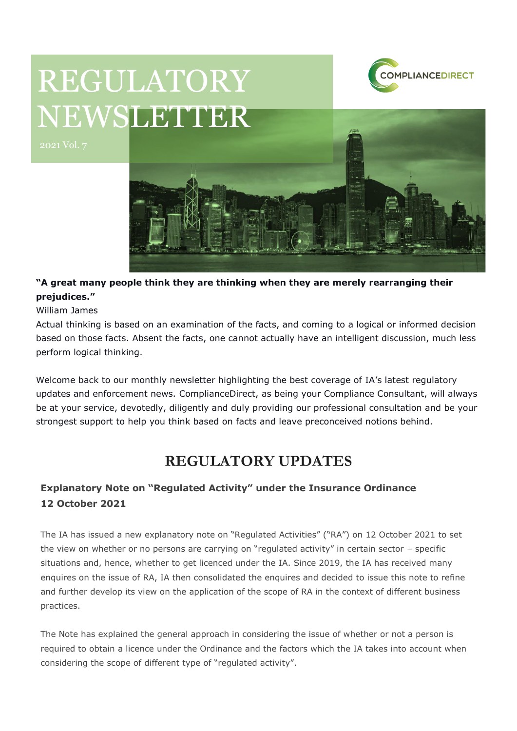# REGULATORY NEWSLETTER

2021 Vol. 7

COMPLIANCEDIRECT

**"A great many people think they are thinking when they are merely rearranging their prejudices."**

William James

Actual thinking is based on an examination of the facts, and coming to a logical or informed decision based on those facts. Absent the facts, one cannot actually have an intelligent discussion, much less perform logical thinking.

Welcome back to our monthly newsletter highlighting the best coverage of IA's latest regulatory updates and enforcement news. ComplianceDirect, as being your Compliance Consultant, will always be at your service, devotedly, diligently and duly providing our professional consultation and be your strongest support to help you think based on facts and leave preconceived notions behind.

## REGULATORY UPDATES

### Explanatory Note on "Regulated Activity" under the Insurance Ordinance
### 12 October 2021

The IA has issued a new explanatory note on "Regulated Activities" ("RA") on 12 October 2021 to set the view on whether or no persons are carrying on "regulated activity" in certain sector – specific situations and, hence, whether to get licenced under the IA. Since 2019, the IA has received many enquires on the issue of RA, IA then consolidated the enquires and decided to issue this note to refine and further develop its view on the application of the scope of RA in the context of different business practices.

The Note has explained the general approach in considering the issue of whether or not a person is required to obtain a licence under the Ordinance and the factors which the IA takes into account when considering the scope of different type of "regulated activity".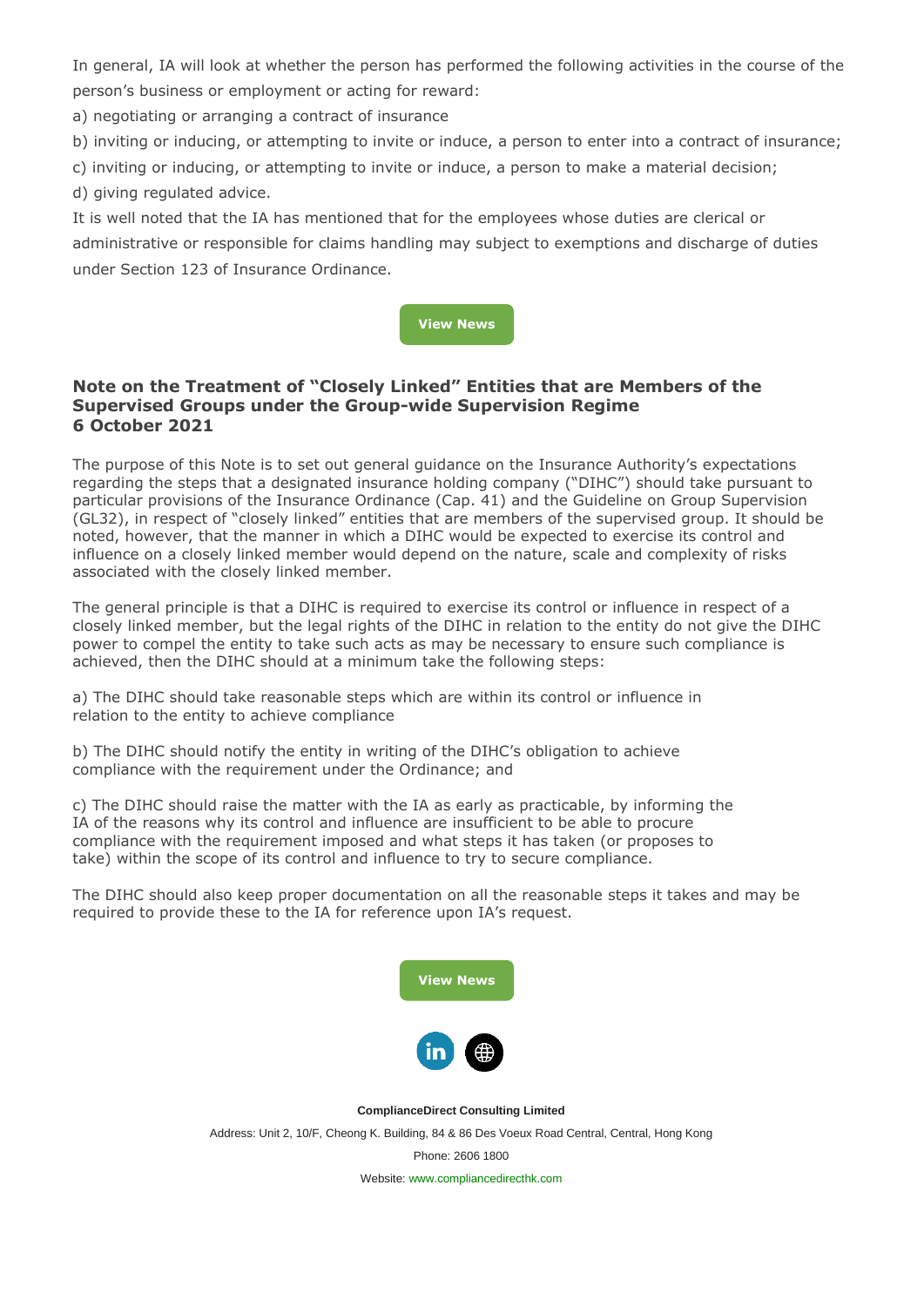In general, IA will look at whether the person has performed the following activities in the course of the person's business or employment or acting for reward:

a) negotiating or arranging a contract of insurance

b) inviting or inducing, or attempting to invite or induce, a person to enter into a contract of insurance;

c) inviting or inducing, or attempting to invite or induce, a person to make a material decision;

d) giving regulated advice.

It is well noted that the IA has mentioned that for the employees whose duties are clerical or administrative or responsible for claims handling may subject to exemptions and discharge of duties under Section 123 of Insurance Ordinance.

View News

### Note on the Treatment of "Closely Linked" Entities that are Members of the Supervised Groups under the Group-wide Supervision Regime
### 6 October 2021

The purpose of this Note is to set out general guidance on the Insurance Authority's expectations regarding the steps that a designated insurance holding company ("DIHC") should take pursuant to particular provisions of the Insurance Ordinance (Cap. 41) and the Guideline on Group Supervision (GL32), in respect of "closely linked" entities that are members of the supervised group. It should be noted, however, that the manner in which a DIHC would be expected to exercise its control and influence on a closely linked member would depend on the nature, scale and complexity of risks associated with the closely linked member.

The general principle is that a DIHC is required to exercise its control or influence in respect of a closely linked member, but the legal rights of the DIHC in relation to the entity do not give the DIHC power to compel the entity to take such acts as may be necessary to ensure such compliance is achieved, then the DIHC should at a minimum take the following steps:

a) The DIHC should take reasonable steps which are within its control or influence in relation to the entity to achieve compliance

b) The DIHC should notify the entity in writing of the DIHC's obligation to achieve compliance with the requirement under the Ordinance; and

c) The DIHC should raise the matter with the IA as early as practicable, by informing the IA of the reasons why its control and influence are insufficient to be able to procure compliance with the requirement imposed and what steps it has taken (or proposes to take) within the scope of its control and influence to try to secure compliance.

The DIHC should also keep proper documentation on all the reasonable steps it takes and may be required to provide these to the IA for reference upon IA's request.

View News

**ComplianceDirect Consulting Limited**

Address: Unit 2, 10/F, Cheong K. Building, 84 & 86 Des Voeux Road Central, Central, Hong Kong

Phone: 2606 1800

Website: www.compliancedirecthk.com